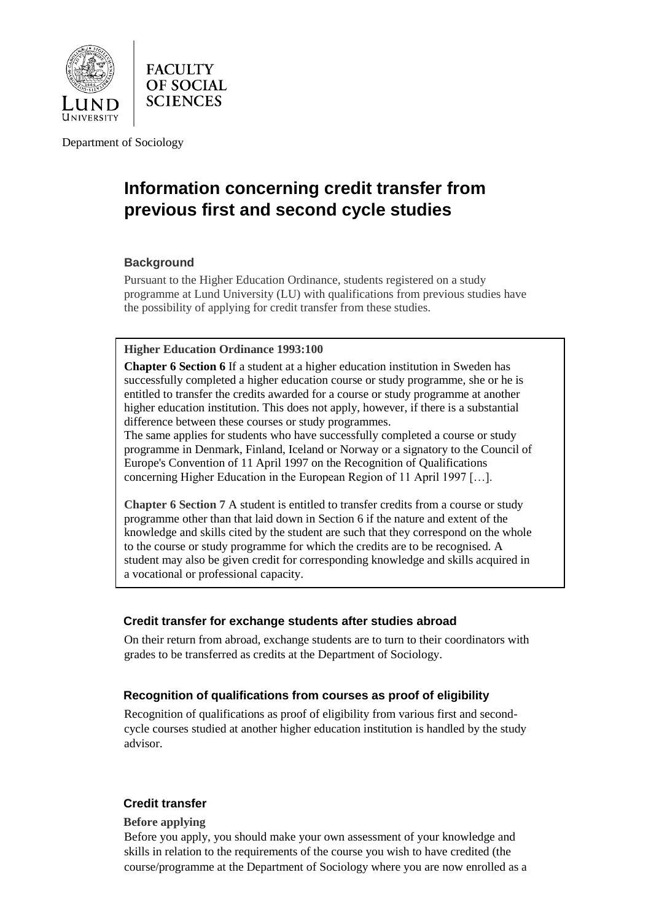FACULTY OF SOCIAL SCIENCES

Department of Sociology

# Information concerning credit transfer from previous first and second cycle studies

## Background

Pursuant to the Higher Education Ordinance, students registered on a study programme at Lund University (LU) with qualifications from previous studies have the possibility of applying for credit transfer from these studies.

**Higher Education Ordinance 1993:100**

**Chapter 6 Section 6** If a student at a higher education institution in Sweden has successfully completed a higher education course or study programme, she or he is entitled to transfer the credits awarded for a course or study programme at another higher education institution. This does not apply, however, if there is a substantial difference between these courses or study programmes.
The same applies for students who have successfully completed a course or study programme in Denmark, Finland, Iceland or Norway or a signatory to the Council of Europe's Convention of 11 April 1997 on the Recognition of Qualifications concerning Higher Education in the European Region of 11 April 1997 […].

**Chapter 6 Section 7** A student is entitled to transfer credits from a course or study programme other than that laid down in Section 6 if the nature and extent of the knowledge and skills cited by the student are such that they correspond on the whole to the course or study programme for which the credits are to be recognised. A student may also be given credit for corresponding knowledge and skills acquired in a vocational or professional capacity.

## Credit transfer for exchange students after studies abroad

On their return from abroad, exchange students are to turn to their coordinators with grades to be transferred as credits at the Department of Sociology.

## Recognition of qualifications from courses as proof of eligibility

Recognition of qualifications as proof of eligibility from various first and second-cycle courses studied at another higher education institution is handled by the study advisor.

## Credit transfer

### Before applying

Before you apply, you should make your own assessment of your knowledge and skills in relation to the requirements of the course you wish to have credited (the course/programme at the Department of Sociology where you are now enrolled as a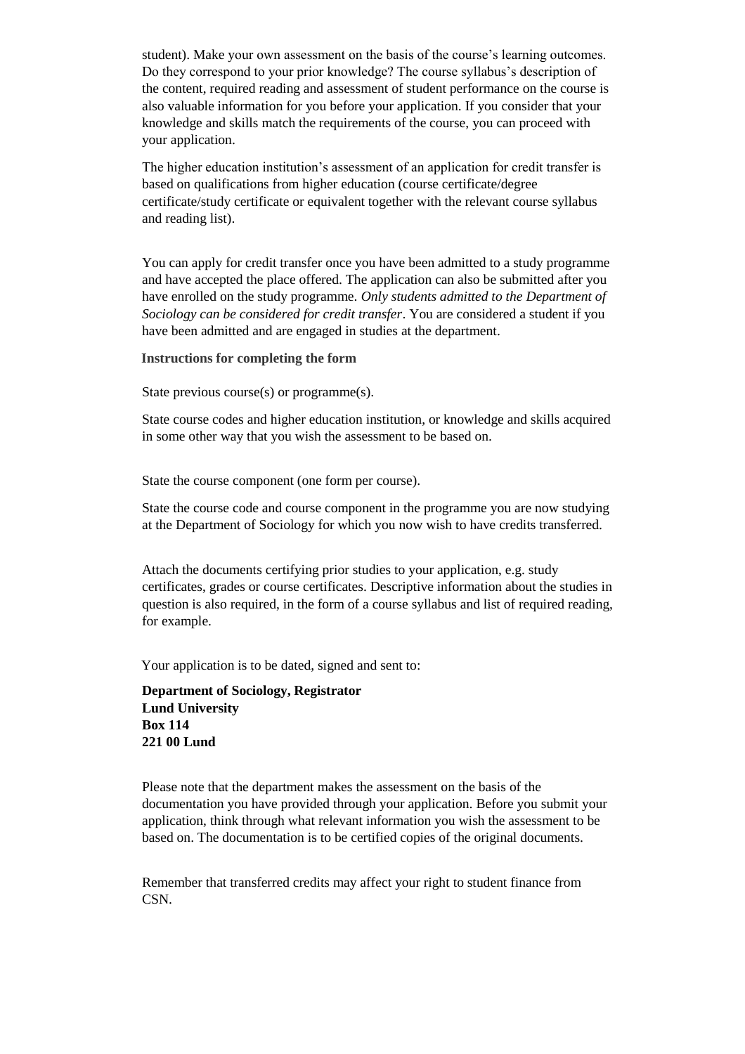student). Make your own assessment on the basis of the course's learning outcomes. Do they correspond to your prior knowledge? The course syllabus's description of the content, required reading and assessment of student performance on the course is also valuable information for you before your application. If you consider that your knowledge and skills match the requirements of the course, you can proceed with your application.

The higher education institution's assessment of an application for credit transfer is based on qualifications from higher education (course certificate/degree certificate/study certificate or equivalent together with the relevant course syllabus and reading list).

You can apply for credit transfer once you have been admitted to a study programme and have accepted the place offered. The application can also be submitted after you have enrolled on the study programme. *Only students admitted to the Department of Sociology can be considered for credit transfer*. You are considered a student if you have been admitted and are engaged in studies at the department.

**Instructions for completing the form**

State previous course(s) or programme(s).

State course codes and higher education institution, or knowledge and skills acquired in some other way that you wish the assessment to be based on.

State the course component (one form per course).

State the course code and course component in the programme you are now studying at the Department of Sociology for which you now wish to have credits transferred.

Attach the documents certifying prior studies to your application, e.g. study certificates, grades or course certificates. Descriptive information about the studies in question is also required, in the form of a course syllabus and list of required reading, for example.

Your application is to be dated, signed and sent to:

**Department of Sociology, Registrator**
**Lund University**
**Box 114**
**221 00 Lund**

Please note that the department makes the assessment on the basis of the documentation you have provided through your application. Before you submit your application, think through what relevant information you wish the assessment to be based on. The documentation is to be certified copies of the original documents.

Remember that transferred credits may affect your right to student finance from CSN.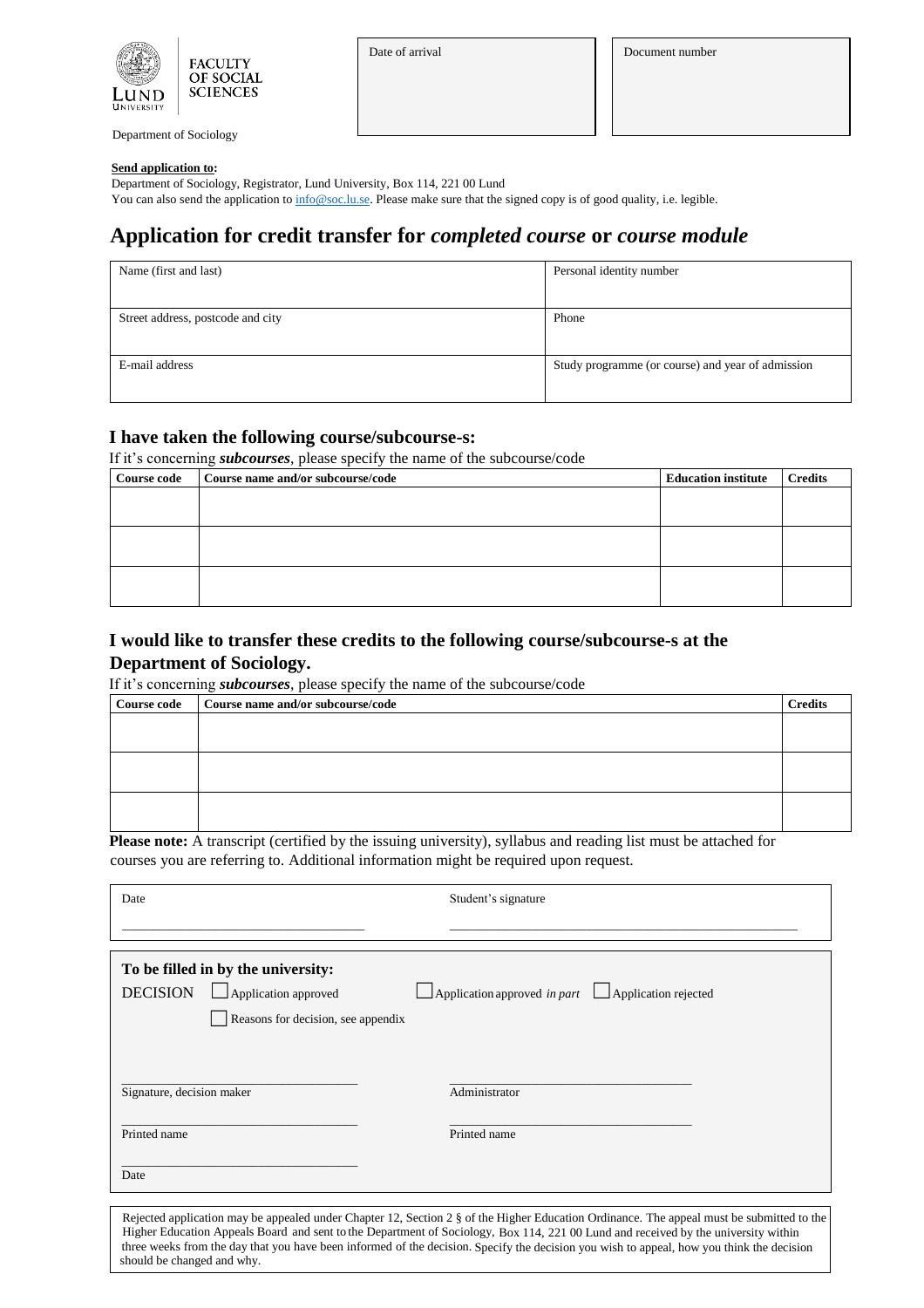FACULTY OF SOCIAL SCIENCES

Department of Sociology

| Date of arrival | Document number |
|---|---|
| | |

**Send application to:**

Department of Sociology, Registrator, Lund University, Box 114, 221 00 Lund

You can also send the application to info@soc.lu.se. Please make sure that the signed copy is of good quality, i.e. legible.

# Application for credit transfer for *completed course* or *course module*

| Name (first and last) | Personal identity number |
|---|---|
| Street address, postcode and city | Phone |
| E-mail address | Study programme (or course) and year of admission |

## I have taken the following course/subcourse-s:

If it's concerning ***subcourses***, please specify the name of the subcourse/code

| Course code | Course name and/or subcourse/code | Education institute | Credits |
|---|---|---|---|
| | | | |
| | | | |
| | | | |

## I would like to transfer these credits to the following course/subcourse-s at the Department of Sociology.

If it's concerning ***subcourses***, please specify the name of the subcourse/code

| Course code | Course name and/or subcourse/code | Credits |
|---|---|---|
| | | |
| | | |
| | | |

**Please note:** A transcript (certified by the issuing university), syllabus and reading list must be attached for courses you are referring to. Additional information might be required upon request.

Date ______________________

Student's signature ______________________

**To be filled in by the university:**

DECISION ☐ Application approved ☐ Application approved *in part* ☐ Application rejected

☐ Reasons for decision, see appendix

______________________
Signature, decision maker

______________________
Administrator

______________________
Printed name

______________________
Printed name

______________________
Date

Rejected application may be appealed under Chapter 12, Section 2 § of the Higher Education Ordinance. The appeal must be submitted to the Higher Education Appeals Board and sent to the Department of Sociology, Box 114, 221 00 Lund and received by the university within three weeks from the day that you have been informed of the decision. Specify the decision you wish to appeal, how you think the decision should be changed and why.